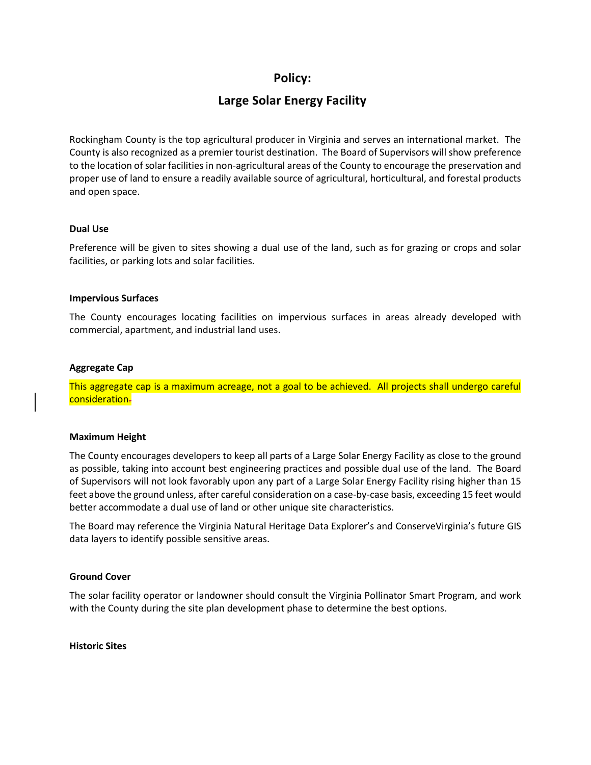# Policy:

# Large Solar Energy Facility

Rockingham County is the top agricultural producer in Virginia and serves an international market. The County is also recognized as a premier tourist destination. The Board of Supervisors will show preference to the location of solar facilities in non-agricultural areas of the County to encourage the preservation and proper use of land to ensure a readily available source of agricultural, horticultural, and forestal products and open space.

**Dual Use**

Preference will be given to sites showing a dual use of the land, such as for grazing or crops and solar facilities, or parking lots and solar facilities.

**Impervious Surfaces**

The County encourages locating facilities on impervious surfaces in areas already developed with commercial, apartment, and industrial land uses.

**Aggregate Cap**

This aggregate cap is a maximum acreage, not a goal to be achieved. All projects shall undergo careful consideration.

**Maximum Height**

The County encourages developers to keep all parts of a Large Solar Energy Facility as close to the ground as possible, taking into account best engineering practices and possible dual use of the land. The Board of Supervisors will not look favorably upon any part of a Large Solar Energy Facility rising higher than 15 feet above the ground unless, after careful consideration on a case-by-case basis, exceeding 15 feet would better accommodate a dual use of land or other unique site characteristics.

The Board may reference the Virginia Natural Heritage Data Explorer's and ConserveVirginia's future GIS data layers to identify possible sensitive areas.

**Ground Cover**

The solar facility operator or landowner should consult the Virginia Pollinator Smart Program, and work with the County during the site plan development phase to determine the best options.

**Historic Sites**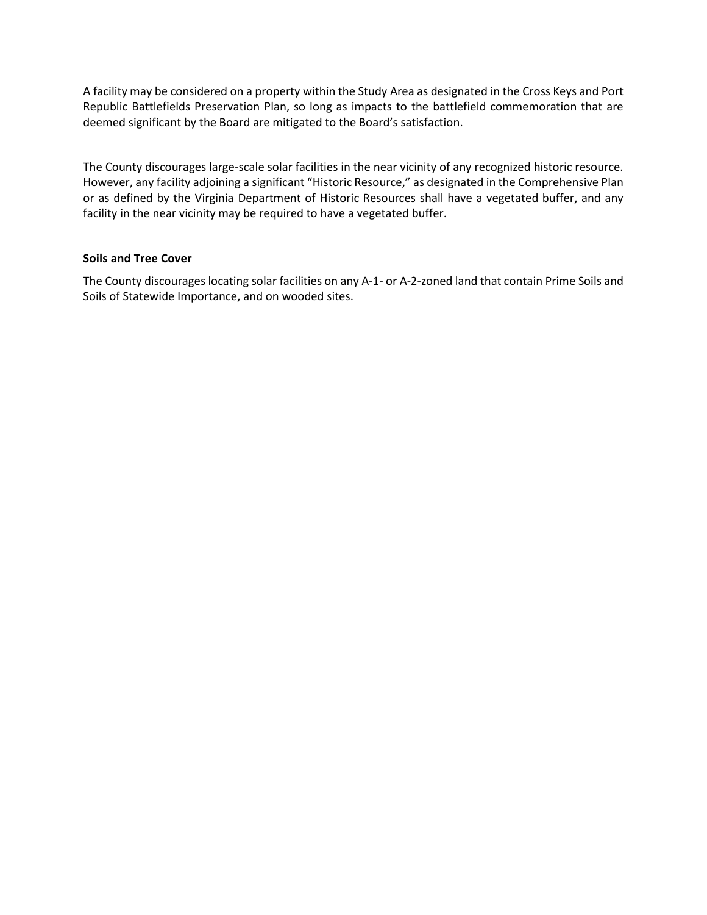A facility may be considered on a property within the Study Area as designated in the Cross Keys and Port Republic Battlefields Preservation Plan, so long as impacts to the battlefield commemoration that are deemed significant by the Board are mitigated to the Board's satisfaction.

The County discourages large-scale solar facilities in the near vicinity of any recognized historic resource. However, any facility adjoining a significant "Historic Resource," as designated in the Comprehensive Plan or as defined by the Virginia Department of Historic Resources shall have a vegetated buffer, and any facility in the near vicinity may be required to have a vegetated buffer.

**Soils and Tree Cover**

The County discourages locating solar facilities on any A-1- or A-2-zoned land that contain Prime Soils and Soils of Statewide Importance, and on wooded sites.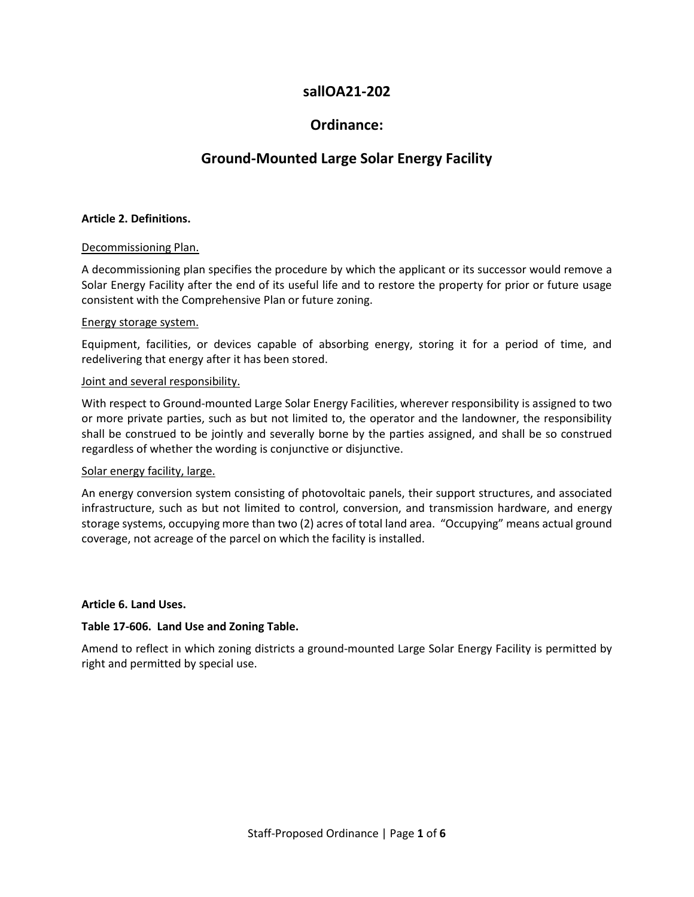# sallOA21-202

## Ordinance:

## Ground-Mounted Large Solar Energy Facility

**Article 2. Definitions.**

<u>Decommissioning Plan.</u>

A decommissioning plan specifies the procedure by which the applicant or its successor would remove a Solar Energy Facility after the end of its useful life and to restore the property for prior or future usage consistent with the Comprehensive Plan or future zoning.

<u>Energy storage system.</u>

Equipment, facilities, or devices capable of absorbing energy, storing it for a period of time, and redelivering that energy after it has been stored.

<u>Joint and several responsibility.</u>

With respect to Ground-mounted Large Solar Energy Facilities, wherever responsibility is assigned to two or more private parties, such as but not limited to, the operator and the landowner, the responsibility shall be construed to be jointly and severally borne by the parties assigned, and shall be so construed regardless of whether the wording is conjunctive or disjunctive.

<u>Solar energy facility, large.</u>

An energy conversion system consisting of photovoltaic panels, their support structures, and associated infrastructure, such as but not limited to control, conversion, and transmission hardware, and energy storage systems, occupying more than two (2) acres of total land area. "Occupying" means actual ground coverage, not acreage of the parcel on which the facility is installed.

**Article 6. Land Uses.**

**Table 17-606. Land Use and Zoning Table.**

Amend to reflect in which zoning districts a ground-mounted Large Solar Energy Facility is permitted by right and permitted by special use.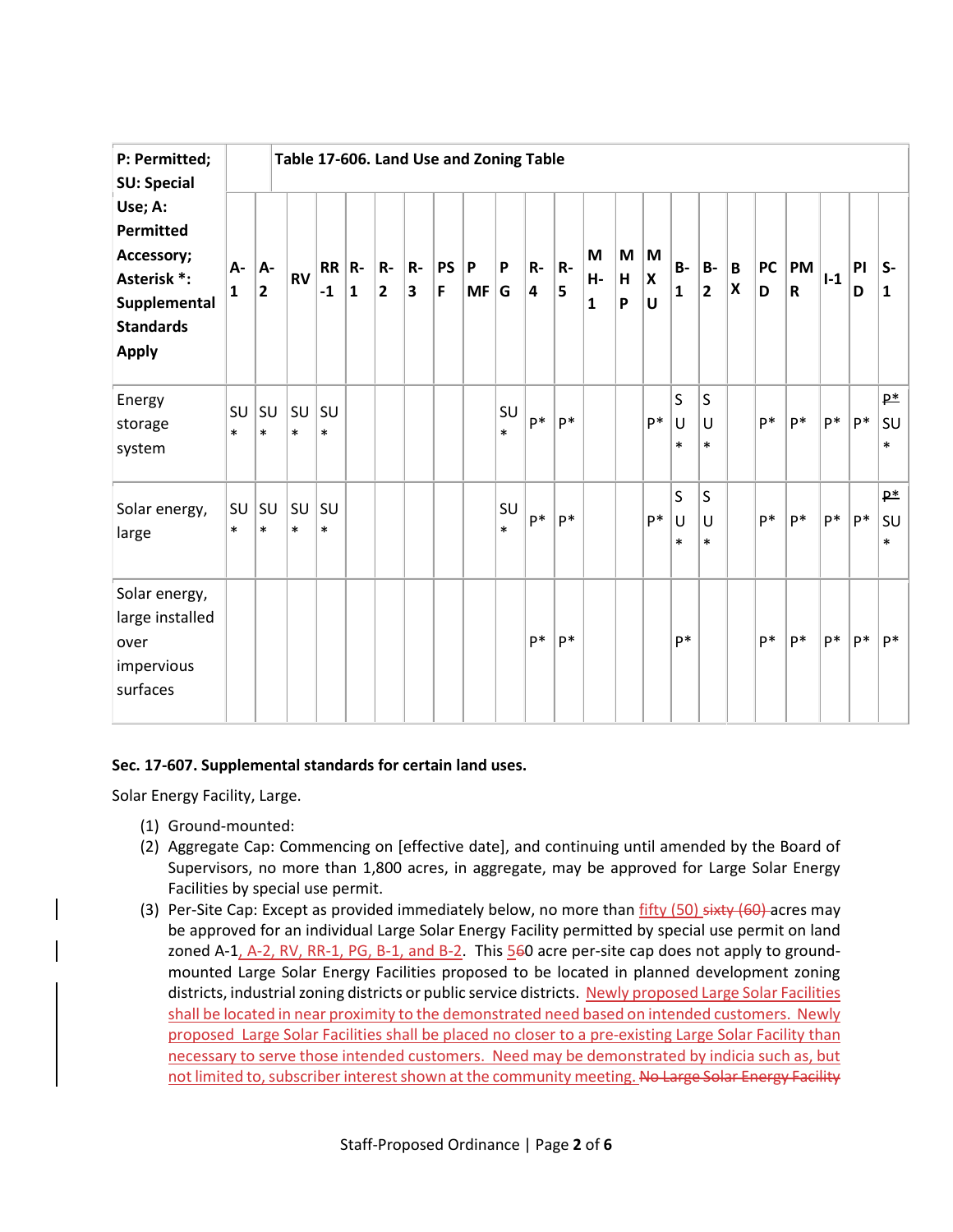| P: Permitted; SU: Special Use; A: Permitted Accessory; Asterisk *: Supplemental Standards Apply | Table 17-606. Land Use and Zoning Table | | | | | | | | | | | | | | | | | | | | | | |
|---|---|---|---|---|---|---|---|---|---|---|---|---|---|---|---|---|---|---|---|---|---|---|---|
| | A-1 | A-2 | RV | RR-1 | R-1 | R-2 | R-3 | PSF | PMF | PG | R-4 | R-5 | MH-1 | MHP | MXU | B-1 | B-2 | BX | PCD | PMR | I-1 | PID | S-1 |
| Energy storage system | SU* | SU* | SU* | SU* | | | | | | SU* | P* | P* | | | P* | SU* | SU* | | P* | P* | P* | P* | ~~P*~~ SU* |
| Solar energy, large | SU* | SU* | SU* | SU* | | | | | | SU* | P* | P* | | | P* | SU* | SU* | | P* | P* | P* | P* | ~~P*~~ SU* |
| Solar energy, large installed over impervious surfaces | | | | | | | | | | | P* | P* | | | | P* | | | P* | P* | P* | P* | P* |

**Sec. 17-607. Supplemental standards for certain land uses.**

Solar Energy Facility, Large.

(1) Ground-mounted:

(2) Aggregate Cap: Commencing on [effective date], and continuing until amended by the Board of Supervisors, no more than 1,800 acres, in aggregate, may be approved for Large Solar Energy Facilities by special use permit.

(3) Per-Site Cap: Except as provided immediately below, no more than <u>fifty (50)</u> ~~sixty (60)~~ acres may be approved for an individual Large Solar Energy Facility permitted by special use permit on land zoned A-1<u>, A-2, RV, RR-1, PG, B-1, and B-2</u>. This <u>5</u>~~6~~0 acre per-site cap does not apply to ground-mounted Large Solar Energy Facilities proposed to be located in planned development zoning districts, industrial zoning districts or public service districts. <u>Newly proposed Large Solar Facilities shall be located in near proximity to the demonstrated need based on intended customers. Newly proposed Large Solar Facilities shall be placed no closer to a pre-existing Large Solar Facility than necessary to serve those intended customers. Need may be demonstrated by indicia such as, but not limited to, subscriber interest shown at the community meeting.</u> ~~No Large Solar Energy Facility~~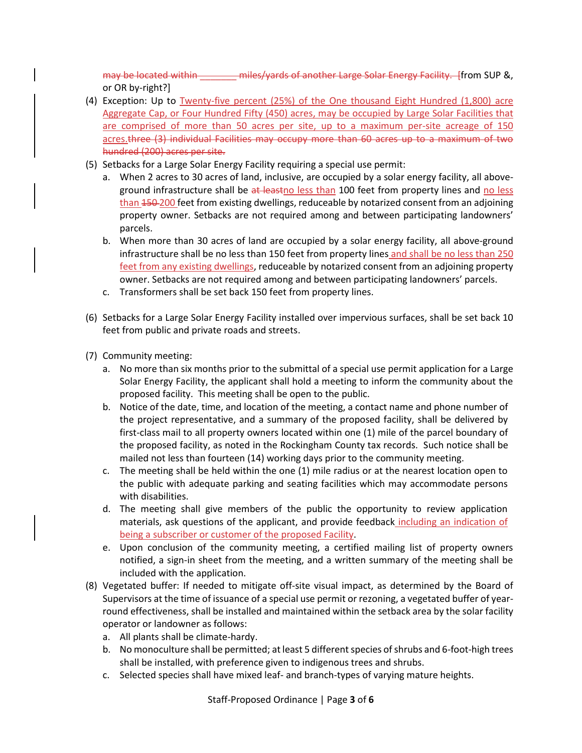may be located within _______ miles/yards of another Large Solar Energy Facility. [from SUP &, or OR by-right?]

(4) Exception: Up to Twenty-five percent (25%) of the One thousand Eight Hundred (1,800) acre Aggregate Cap, or Four Hundred Fifty (450) acres, may be occupied by Large Solar Facilities that are comprised of more than 50 acres per site, up to a maximum per-site acreage of 150 acres.three (3) individual Facilities may occupy more than 60 acres up to a maximum of two hundred (200) acres per site.

(5) Setbacks for a Large Solar Energy Facility requiring a special use permit:

   a. When 2 acres to 30 acres of land, inclusive, are occupied by a solar energy facility, all above-ground infrastructure shall be at leastno less than 100 feet from property lines and no less than 150 200 feet from existing dwellings, reduceable by notarized consent from an adjoining property owner. Setbacks are not required among and between participating landowners' parcels.

   b. When more than 30 acres of land are occupied by a solar energy facility, all above-ground infrastructure shall be no less than 150 feet from property lines and shall be no less than 250 feet from any existing dwellings, reduceable by notarized consent from an adjoining property owner. Setbacks are not required among and between participating landowners' parcels.

   c. Transformers shall be set back 150 feet from property lines.

(6) Setbacks for a Large Solar Energy Facility installed over impervious surfaces, shall be set back 10 feet from public and private roads and streets.

(7) Community meeting:

   a. No more than six months prior to the submittal of a special use permit application for a Large Solar Energy Facility, the applicant shall hold a meeting to inform the community about the proposed facility. This meeting shall be open to the public.

   b. Notice of the date, time, and location of the meeting, a contact name and phone number of the project representative, and a summary of the proposed facility, shall be delivered by first-class mail to all property owners located within one (1) mile of the parcel boundary of the proposed facility, as noted in the Rockingham County tax records. Such notice shall be mailed not less than fourteen (14) working days prior to the community meeting.

   c. The meeting shall be held within the one (1) mile radius or at the nearest location open to the public with adequate parking and seating facilities which may accommodate persons with disabilities.

   d. The meeting shall give members of the public the opportunity to review application materials, ask questions of the applicant, and provide feedback including an indication of being a subscriber or customer of the proposed Facility.

   e. Upon conclusion of the community meeting, a certified mailing list of property owners notified, a sign-in sheet from the meeting, and a written summary of the meeting shall be included with the application.

(8) Vegetated buffer: If needed to mitigate off-site visual impact, as determined by the Board of Supervisors at the time of issuance of a special use permit or rezoning, a vegetated buffer of year-round effectiveness, shall be installed and maintained within the setback area by the solar facility operator or landowner as follows:

   a. All plants shall be climate-hardy.

   b. No monoculture shall be permitted; at least 5 different species of shrubs and 6-foot-high trees shall be installed, with preference given to indigenous trees and shrubs.

   c. Selected species shall have mixed leaf- and branch-types of varying mature heights.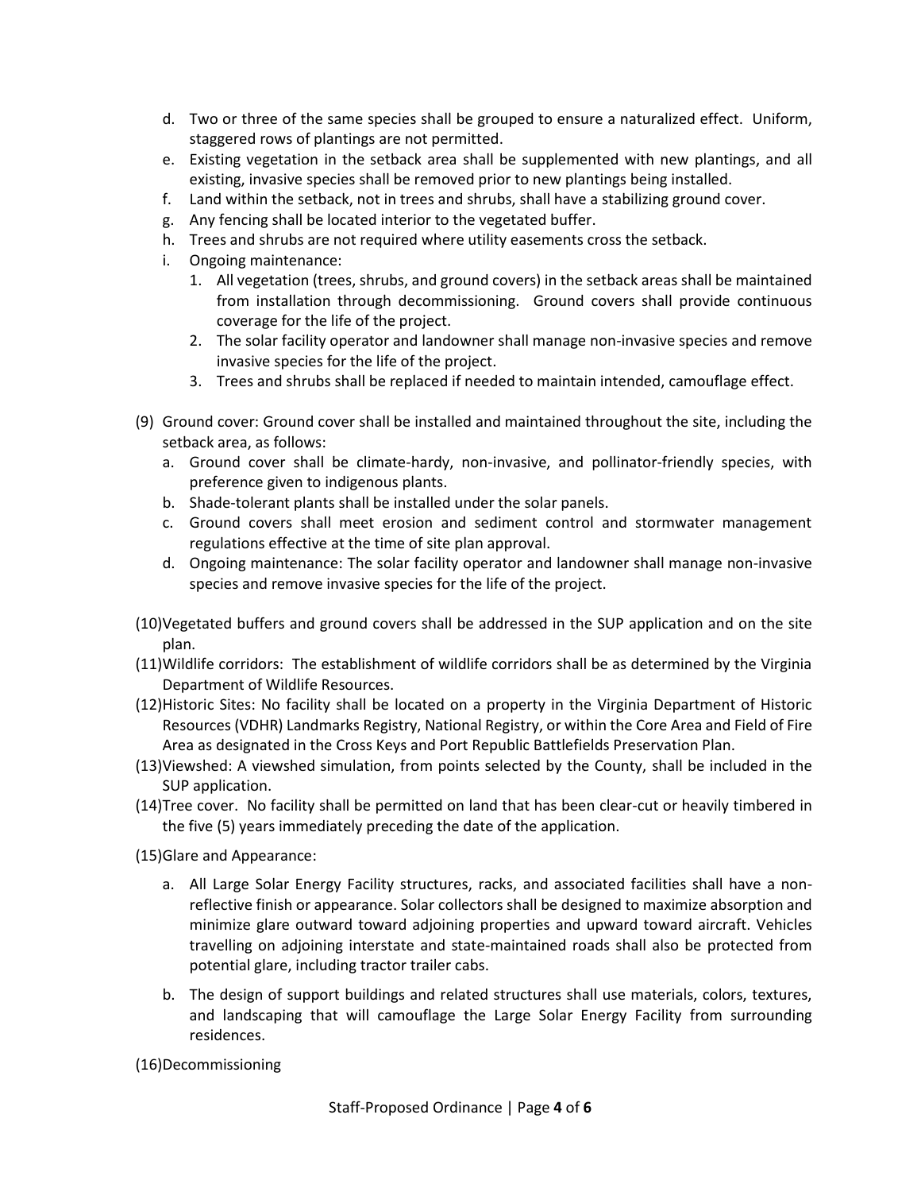d. Two or three of the same species shall be grouped to ensure a naturalized effect. Uniform, staggered rows of plantings are not permitted.
e. Existing vegetation in the setback area shall be supplemented with new plantings, and all existing, invasive species shall be removed prior to new plantings being installed.
f. Land within the setback, not in trees and shrubs, shall have a stabilizing ground cover.
g. Any fencing shall be located interior to the vegetated buffer.
h. Trees and shrubs are not required where utility easements cross the setback.
i. Ongoing maintenance:
   1. All vegetation (trees, shrubs, and ground covers) in the setback areas shall be maintained from installation through decommissioning. Ground covers shall provide continuous coverage for the life of the project.
   2. The solar facility operator and landowner shall manage non-invasive species and remove invasive species for the life of the project.
   3. Trees and shrubs shall be replaced if needed to maintain intended, camouflage effect.

(9) Ground cover: Ground cover shall be installed and maintained throughout the site, including the setback area, as follows:
   a. Ground cover shall be climate-hardy, non-invasive, and pollinator-friendly species, with preference given to indigenous plants.
   b. Shade-tolerant plants shall be installed under the solar panels.
   c. Ground covers shall meet erosion and sediment control and stormwater management regulations effective at the time of site plan approval.
   d. Ongoing maintenance: The solar facility operator and landowner shall manage non-invasive species and remove invasive species for the life of the project.

(10) Vegetated buffers and ground covers shall be addressed in the SUP application and on the site plan.

(11) Wildlife corridors: The establishment of wildlife corridors shall be as determined by the Virginia Department of Wildlife Resources.

(12) Historic Sites: No facility shall be located on a property in the Virginia Department of Historic Resources (VDHR) Landmarks Registry, National Registry, or within the Core Area and Field of Fire Area as designated in the Cross Keys and Port Republic Battlefields Preservation Plan.

(13) Viewshed: A viewshed simulation, from points selected by the County, shall be included in the SUP application.

(14) Tree cover. No facility shall be permitted on land that has been clear-cut or heavily timbered in the five (5) years immediately preceding the date of the application.

(15) Glare and Appearance:

   a. All Large Solar Energy Facility structures, racks, and associated facilities shall have a non-reflective finish or appearance. Solar collectors shall be designed to maximize absorption and minimize glare outward toward adjoining properties and upward toward aircraft. Vehicles travelling on adjoining interstate and state-maintained roads shall also be protected from potential glare, including tractor trailer cabs.

   b. The design of support buildings and related structures shall use materials, colors, textures, and landscaping that will camouflage the Large Solar Energy Facility from surrounding residences.

(16) Decommissioning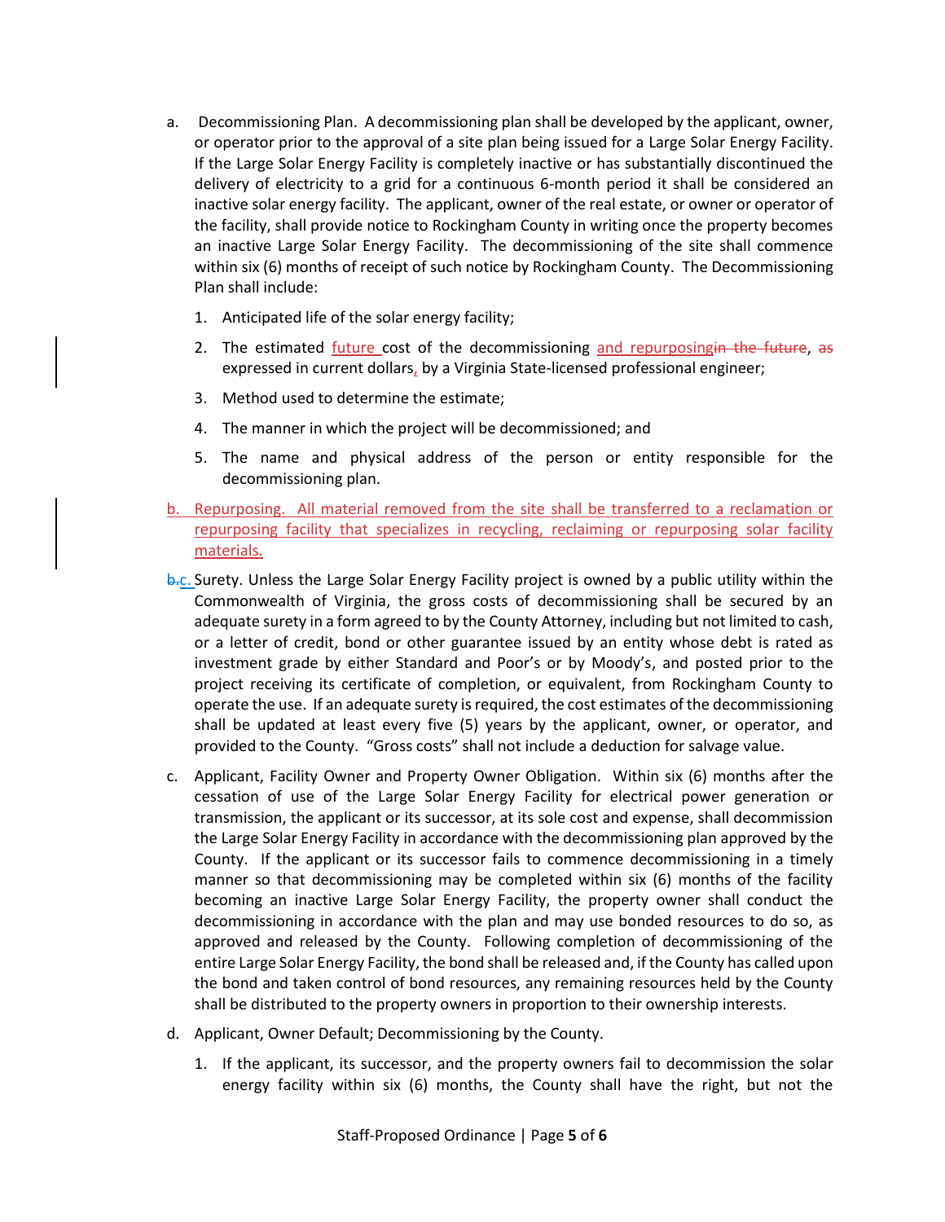a. Decommissioning Plan. A decommissioning plan shall be developed by the applicant, owner, or operator prior to the approval of a site plan being issued for a Large Solar Energy Facility. If the Large Solar Energy Facility is completely inactive or has substantially discontinued the delivery of electricity to a grid for a continuous 6-month period it shall be considered an inactive solar energy facility. The applicant, owner of the real estate, or owner or operator of the facility, shall provide notice to Rockingham County in writing once the property becomes an inactive Large Solar Energy Facility. The decommissioning of the site shall commence within six (6) months of receipt of such notice by Rockingham County. The Decommissioning Plan shall include:

   1. Anticipated life of the solar energy facility;

   2. The estimated <u>future</u> cost of the decommissioning <u>and repurposing</u>~~in the future~~, ~~as~~ expressed in current dollars<u>,</u> by a Virginia State-licensed professional engineer;

   3. Method used to determine the estimate;

   4. The manner in which the project will be decommissioned; and

   5. The name and physical address of the person or entity responsible for the decommissioning plan.

<u>b. Repurposing. All material removed from the site shall be transferred to a reclamation or repurposing facility that specializes in recycling, reclaiming or repurposing solar facility materials.</u>

~~b.~~<u>c.</u> Surety. Unless the Large Solar Energy Facility project is owned by a public utility within the Commonwealth of Virginia, the gross costs of decommissioning shall be secured by an adequate surety in a form agreed to by the County Attorney, including but not limited to cash, or a letter of credit, bond or other guarantee issued by an entity whose debt is rated as investment grade by either Standard and Poor's or by Moody's, and posted prior to the project receiving its certificate of completion, or equivalent, from Rockingham County to operate the use. If an adequate surety is required, the cost estimates of the decommissioning shall be updated at least every five (5) years by the applicant, owner, or operator, and provided to the County. "Gross costs" shall not include a deduction for salvage value.

c. Applicant, Facility Owner and Property Owner Obligation. Within six (6) months after the cessation of use of the Large Solar Energy Facility for electrical power generation or transmission, the applicant or its successor, at its sole cost and expense, shall decommission the Large Solar Energy Facility in accordance with the decommissioning plan approved by the County. If the applicant or its successor fails to commence decommissioning in a timely manner so that decommissioning may be completed within six (6) months of the facility becoming an inactive Large Solar Energy Facility, the property owner shall conduct the decommissioning in accordance with the plan and may use bonded resources to do so, as approved and released by the County. Following completion of decommissioning of the entire Large Solar Energy Facility, the bond shall be released and, if the County has called upon the bond and taken control of bond resources, any remaining resources held by the County shall be distributed to the property owners in proportion to their ownership interests.

d. Applicant, Owner Default; Decommissioning by the County.

   1. If the applicant, its successor, and the property owners fail to decommission the solar energy facility within six (6) months, the County shall have the right, but not the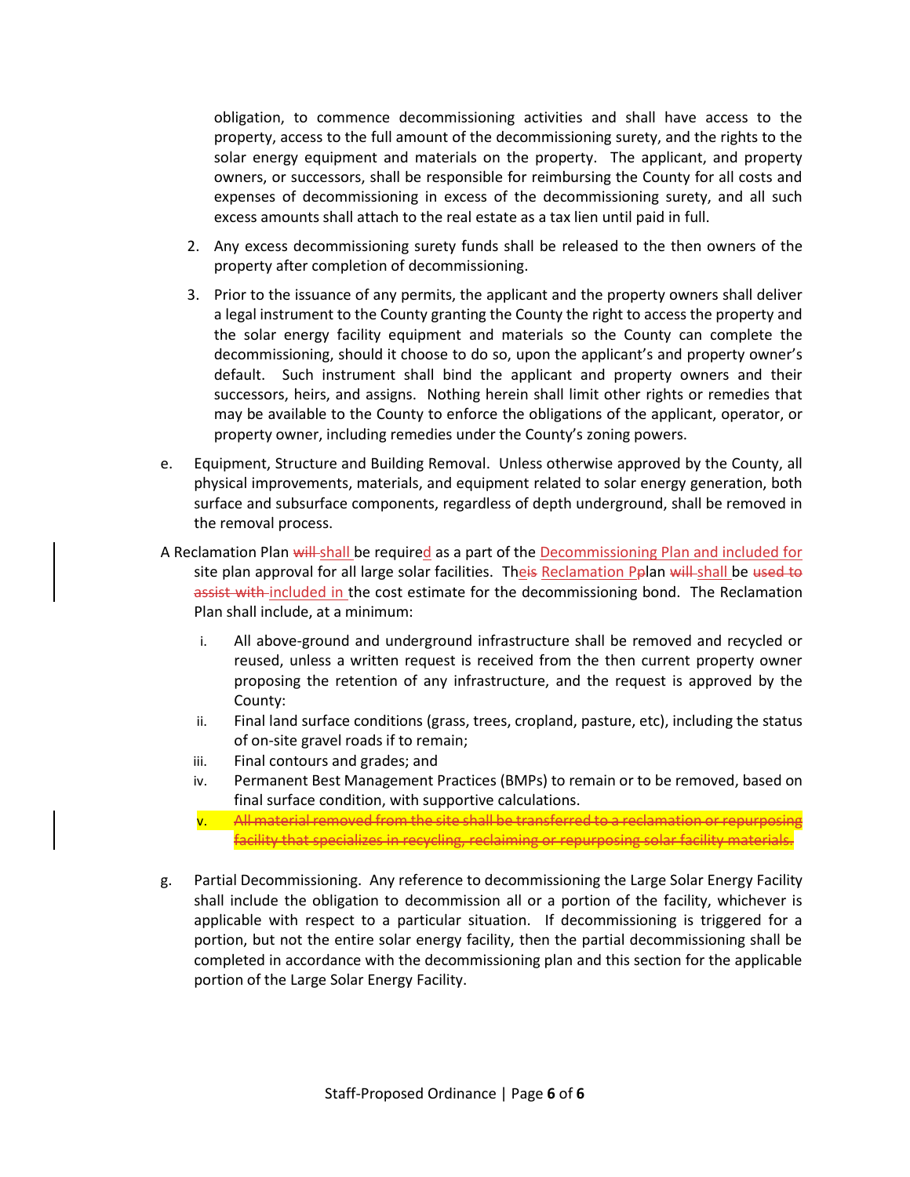obligation, to commence decommissioning activities and shall have access to the property, access to the full amount of the decommissioning surety, and the rights to the solar energy equipment and materials on the property. The applicant, and property owners, or successors, shall be responsible for reimbursing the County for all costs and expenses of decommissioning in excess of the decommissioning surety, and all such excess amounts shall attach to the real estate as a tax lien until paid in full.

2. Any excess decommissioning surety funds shall be released to the then owners of the property after completion of decommissioning.

3. Prior to the issuance of any permits, the applicant and the property owners shall deliver a legal instrument to the County granting the County the right to access the property and the solar energy facility equipment and materials so the County can complete the decommissioning, should it choose to do so, upon the applicant's and property owner's default. Such instrument shall bind the applicant and property owners and their successors, heirs, and assigns. Nothing herein shall limit other rights or remedies that may be available to the County to enforce the obligations of the applicant, operator, or property owner, including remedies under the County's zoning powers.

e. Equipment, Structure and Building Removal. Unless otherwise approved by the County, all physical improvements, materials, and equipment related to solar energy generation, both surface and subsurface components, regardless of depth underground, shall be removed in the removal process.

A Reclamation Plan ~~will~~ shall be required as a part of the Decommissioning Plan and included for site plan approval for all large solar facilities. The~~is~~ Reclamation ~~P~~plan ~~will~~ shall be ~~used to assist with~~ included in the cost estimate for the decommissioning bond. The Reclamation Plan shall include, at a minimum:

i. All above-ground and underground infrastructure shall be removed and recycled or reused, unless a written request is received from the then current property owner proposing the retention of any infrastructure, and the request is approved by the County:

ii. Final land surface conditions (grass, trees, cropland, pasture, etc), including the status of on-site gravel roads if to remain;

iii. Final contours and grades; and

iv. Permanent Best Management Practices (BMPs) to remain or to be removed, based on final surface condition, with supportive calculations.

v. ~~All material removed from the site shall be transferred to a reclamation or repurposing facility that specializes in recycling, reclaiming or repurposing solar facility materials.~~

g. Partial Decommissioning. Any reference to decommissioning the Large Solar Energy Facility shall include the obligation to decommission all or a portion of the facility, whichever is applicable with respect to a particular situation. If decommissioning is triggered for a portion, but not the entire solar energy facility, then the partial decommissioning shall be completed in accordance with the decommissioning plan and this section for the applicable portion of the Large Solar Energy Facility.